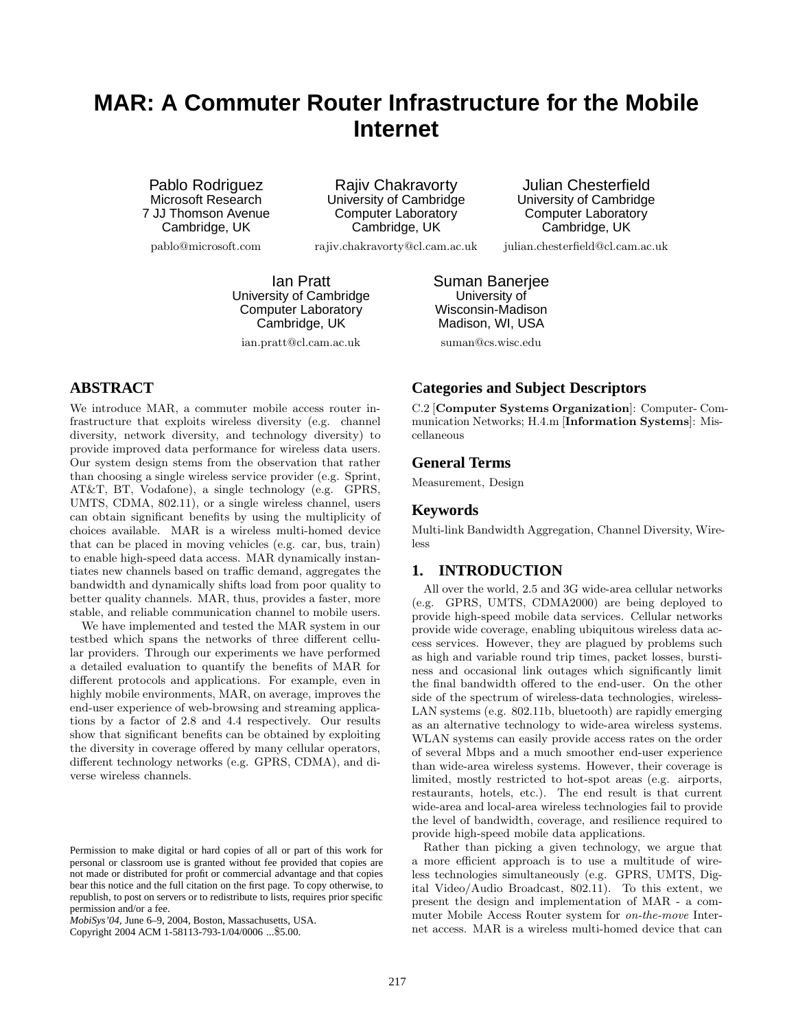# MAR: A Commuter Router Infrastructure for the Mobile Internet

Pablo Rodriguez
Microsoft Research
7 JJ Thomson Avenue
Cambridge, UK
pablo@microsoft.com

Rajiv Chakravorty
University of Cambridge
Computer Laboratory
Cambridge, UK
rajiv.chakravorty@cl.cam.ac.uk

Julian Chesterfield
University of Cambridge
Computer Laboratory
Cambridge, UK
julian.chesterfield@cl.cam.ac.uk

Ian Pratt
University of Cambridge
Computer Laboratory
Cambridge, UK
ian.pratt@cl.cam.ac.uk

Suman Banerjee
University of Wisconsin-Madison
Madison, WI, USA
suman@cs.wisc.edu

## ABSTRACT

We introduce MAR, a commuter mobile access router infrastructure that exploits wireless diversity (e.g. channel diversity, network diversity, and technology diversity) to provide improved data performance for wireless data users. Our system design stems from the observation that rather than choosing a single wireless service provider (e.g. Sprint, AT&T, BT, Vodafone), a single technology (e.g. GPRS, UMTS, CDMA, 802.11), or a single wireless channel, users can obtain significant benefits by using the multiplicity of choices available. MAR is a wireless multi-homed device that can be placed in moving vehicles (e.g. car, bus, train) to enable high-speed data access. MAR dynamically instantiates new channels based on traffic demand, aggregates the bandwidth and dynamically shifts load from poor quality to better quality channels. MAR, thus, provides a faster, more stable, and reliable communication channel to mobile users.

We have implemented and tested the MAR system in our testbed which spans the networks of three different cellular providers. Through our experiments we have performed a detailed evaluation to quantify the benefits of MAR for different protocols and applications. For example, even in highly mobile environments, MAR, on average, improves the end-user experience of web-browsing and streaming applications by a factor of 2.8 and 4.4 respectively. Our results show that significant benefits can be obtained by exploiting the diversity in coverage offered by many cellular operators, different technology networks (e.g. GPRS, CDMA), and diverse wireless channels.

Permission to make digital or hard copies of all or part of this work for personal or classroom use is granted without fee provided that copies are not made or distributed for profit or commercial advantage and that copies bear this notice and the full citation on the first page. To copy otherwise, to republish, to post on servers or to redistribute to lists, requires prior specific permission and/or a fee.
*MobiSys'04,* June 6–9, 2004, Boston, Massachusetts, USA.
Copyright 2004 ACM 1-58113-793-1/04/0006 ...$5.00.

## Categories and Subject Descriptors

C.2 [**Computer Systems Organization**]: Computer- Communication Networks; H.4.m [**Information Systems**]: Miscellaneous

## General Terms

Measurement, Design

## Keywords

Multi-link Bandwidth Aggregation, Channel Diversity, Wireless

## 1. INTRODUCTION

All over the world, 2.5 and 3G wide-area cellular networks (e.g. GPRS, UMTS, CDMA2000) are being deployed to provide high-speed mobile data services. Cellular networks provide wide coverage, enabling ubiquitous wireless data access services. However, they are plagued by problems such as high and variable round trip times, packet losses, burstiness and occasional link outages which significantly limit the final bandwidth offered to the end-user. On the other side of the spectrum of wireless-data technologies, wireless-LAN systems (e.g. 802.11b, bluetooth) are rapidly emerging as an alternative technology to wide-area wireless systems. WLAN systems can easily provide access rates on the order of several Mbps and a much smoother end-user experience than wide-area wireless systems. However, their coverage is limited, mostly restricted to hot-spot areas (e.g. airports, restaurants, hotels, etc.). The end result is that current wide-area and local-area wireless technologies fail to provide the level of bandwidth, coverage, and resilience required to provide high-speed mobile data applications.

Rather than picking a given technology, we argue that a more efficient approach is to use a multitude of wireless technologies simultaneously (e.g. GPRS, UMTS, Digital Video/Audio Broadcast, 802.11). To this extent, we present the design and implementation of MAR - a commuter Mobile Access Router system for *on-the-move* Internet access. MAR is a wireless multi-homed device that can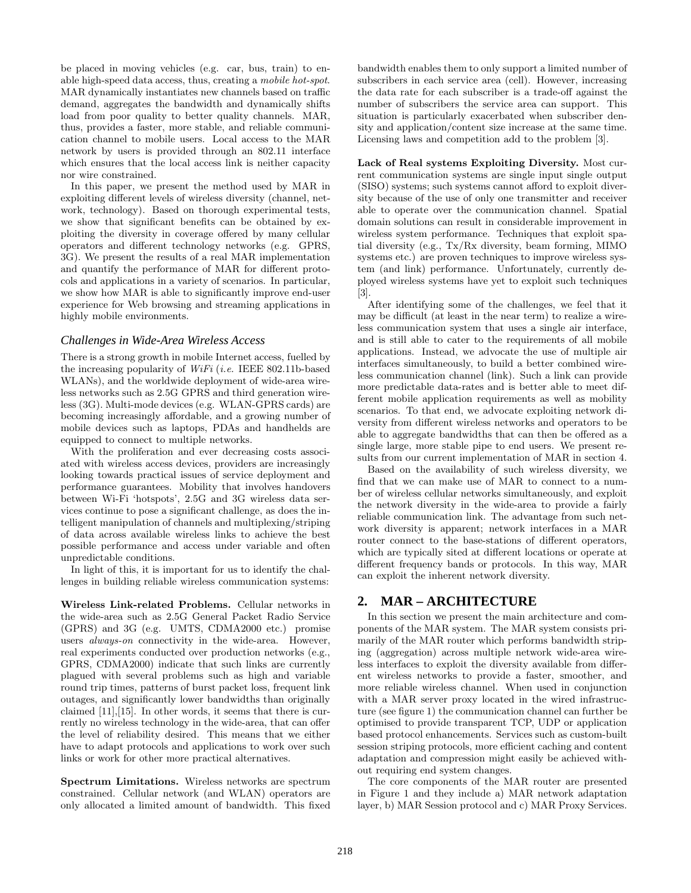be placed in moving vehicles (e.g. car, bus, train) to enable high-speed data access, thus, creating a *mobile hot-spot*. MAR dynamically instantiates new channels based on traffic demand, aggregates the bandwidth and dynamically shifts load from poor quality to better quality channels. MAR, thus, provides a faster, more stable, and reliable communication channel to mobile users. Local access to the MAR network by users is provided through an 802.11 interface which ensures that the local access link is neither capacity nor wire constrained.

In this paper, we present the method used by MAR in exploiting different levels of wireless diversity (channel, network, technology). Based on thorough experimental tests, we show that significant benefits can be obtained by exploiting the diversity in coverage offered by many cellular operators and different technology networks (e.g. GPRS, 3G). We present the results of a real MAR implementation and quantify the performance of MAR for different protocols and applications in a variety of scenarios. In particular, we show how MAR is able to significantly improve end-user experience for Web browsing and streaming applications in highly mobile environments.

### *Challenges in Wide-Area Wireless Access*

There is a strong growth in mobile Internet access, fuelled by the increasing popularity of *WiFi* (*i.e.* IEEE 802.11b-based WLANs), and the worldwide deployment of wide-area wireless networks such as 2.5G GPRS and third generation wireless (3G). Multi-mode devices (e.g. WLAN-GPRS cards) are becoming increasingly affordable, and a growing number of mobile devices such as laptops, PDAs and handhelds are equipped to connect to multiple networks.

With the proliferation and ever decreasing costs associated with wireless access devices, providers are increasingly looking towards practical issues of service deployment and performance guarantees. Mobility that involves handovers between Wi-Fi 'hotspots', 2.5G and 3G wireless data services continue to pose a significant challenge, as does the intelligent manipulation of channels and multiplexing/striping of data across available wireless links to achieve the best possible performance and access under variable and often unpredictable conditions.

In light of this, it is important for us to identify the challenges in building reliable wireless communication systems:

**Wireless Link-related Problems.** Cellular networks in the wide-area such as 2.5G General Packet Radio Service (GPRS) and 3G (e.g. UMTS, CDMA2000 etc.) promise users *always-on* connectivity in the wide-area. However, real experiments conducted over production networks (e.g., GPRS, CDMA2000) indicate that such links are currently plagued with several problems such as high and variable round trip times, patterns of burst packet loss, frequent link outages, and significantly lower bandwidths than originally claimed [11],[15]. In other words, it seems that there is currently no wireless technology in the wide-area, that can offer the level of reliability desired. This means that we either have to adapt protocols and applications to work over such links or work for other more practical alternatives.

**Spectrum Limitations.** Wireless networks are spectrum constrained. Cellular network (and WLAN) operators are only allocated a limited amount of bandwidth. This fixed bandwidth enables them to only support a limited number of subscribers in each service area (cell). However, increasing the data rate for each subscriber is a trade-off against the number of subscribers the service area can support. This situation is particularly exacerbated when subscriber density and application/content size increase at the same time. Licensing laws and competition add to the problem [3].

**Lack of Real systems Exploiting Diversity.** Most current communication systems are single input single output (SISO) systems; such systems cannot afford to exploit diversity because of the use of only one transmitter and receiver able to operate over the communication channel. Spatial domain solutions can result in considerable improvement in wireless system performance. Techniques that exploit spatial diversity (e.g., Tx/Rx diversity, beam forming, MIMO systems etc.) are proven techniques to improve wireless system (and link) performance. Unfortunately, currently deployed wireless systems have yet to exploit such techniques [3].

After identifying some of the challenges, we feel that it may be difficult (at least in the near term) to realize a wireless communication system that uses a single air interface, and is still able to cater to the requirements of all mobile applications. Instead, we advocate the use of multiple air interfaces simultaneously, to build a better combined wireless communication channel (link). Such a link can provide more predictable data-rates and is better able to meet different mobile application requirements as well as mobility scenarios. To that end, we advocate exploiting network diversity from different wireless networks and operators to be able to aggregate bandwidths that can then be offered as a single large, more stable pipe to end users. We present results from our current implementation of MAR in section 4.

Based on the availability of such wireless diversity, we find that we can make use of MAR to connect to a number of wireless cellular networks simultaneously, and exploit the network diversity in the wide-area to provide a fairly reliable communication link. The advantage from such network diversity is apparent; network interfaces in a MAR router connect to the base-stations of different operators, which are typically sited at different locations or operate at different frequency bands or protocols. In this way, MAR can exploit the inherent network diversity.

## 2. MAR – ARCHITECTURE

In this section we present the main architecture and components of the MAR system. The MAR system consists primarily of the MAR router which performs bandwidth striping (aggregation) across multiple network wide-area wireless interfaces to exploit the diversity available from different wireless networks to provide a faster, smoother, and more reliable wireless channel. When used in conjunction with a MAR server proxy located in the wired infrastructure (see figure 1) the communication channel can further be optimised to provide transparent TCP, UDP or application based protocol enhancements. Services such as custom-built session striping protocols, more efficient caching and content adaptation and compression might easily be achieved without requiring end system changes.

The core components of the MAR router are presented in Figure 1 and they include a) MAR network adaptation layer, b) MAR Session protocol and c) MAR Proxy Services.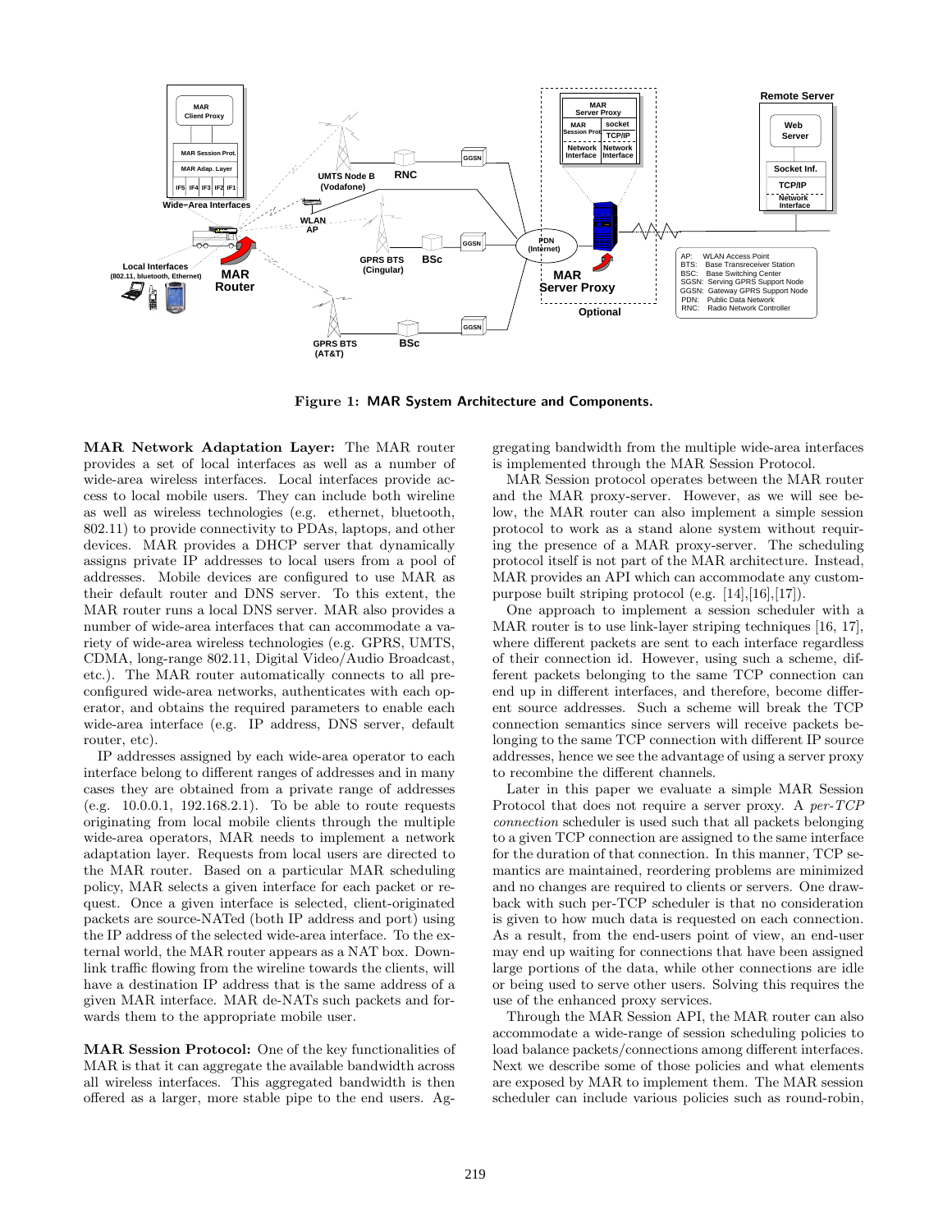Figure 1: MAR System Architecture and Components.

**MAR Network Adaptation Layer:** The MAR router provides a set of local interfaces as well as a number of wide-area wireless interfaces. Local interfaces provide access to local mobile users. They can include both wireline as well as wireless technologies (e.g. ethernet, bluetooth, 802.11) to provide connectivity to PDAs, laptops, and other devices. MAR provides a DHCP server that dynamically assigns private IP addresses to local users from a pool of addresses. Mobile devices are configured to use MAR as their default router and DNS server. To this extent, the MAR router runs a local DNS server. MAR also provides a number of wide-area interfaces that can accommodate a variety of wide-area wireless technologies (e.g. GPRS, UMTS, CDMA, long-range 802.11, Digital Video/Audio Broadcast, etc.). The MAR router automatically connects to all preconfigured wide-area networks, authenticates with each operator, and obtains the required parameters to enable each wide-area interface (e.g. IP address, DNS server, default router, etc).

IP addresses assigned by each wide-area operator to each interface belong to different ranges of addresses and in many cases they are obtained from a private range of addresses (e.g. 10.0.0.1, 192.168.2.1). To be able to route requests originating from local mobile clients through the multiple wide-area operators, MAR needs to implement a network adaptation layer. Requests from local users are directed to the MAR router. Based on a particular MAR scheduling policy, MAR selects a given interface for each packet or request. Once a given interface is selected, client-originated packets are source-NATed (both IP address and port) using the IP address of the selected wide-area interface. To the external world, the MAR router appears as a NAT box. Downlink traffic flowing from the wireline towards the clients, will have a destination IP address that is the same address of a given MAR interface. MAR de-NATs such packets and forwards them to the appropriate mobile user.

**MAR Session Protocol:** One of the key functionalities of MAR is that it can aggregate the available bandwidth across all wireless interfaces. This aggregated bandwidth is then offered as a larger, more stable pipe to the end users. Aggregating bandwidth from the multiple wide-area interfaces is implemented through the MAR Session Protocol.

MAR Session protocol operates between the MAR router and the MAR proxy-server. However, as we will see below, the MAR router can also implement a simple session protocol to work as a stand alone system without requiring the presence of a MAR proxy-server. The scheduling protocol itself is not part of the MAR architecture. Instead, MAR provides an API which can accommodate any custom-purpose built striping protocol (e.g. [14],[16],[17]).

One approach to implement a session scheduler with a MAR router is to use link-layer striping techniques [16, 17], where different packets are sent to each interface regardless of their connection id. However, using such a scheme, different packets belonging to the same TCP connection can end up in different interfaces, and therefore, become different source addresses. Such a scheme will break the TCP connection semantics since servers will receive packets belonging to the same TCP connection with different IP source addresses, hence we see the advantage of using a server proxy to recombine the different channels.

Later in this paper we evaluate a simple MAR Session Protocol that does not require a server proxy. A *per-TCP connection* scheduler is used such that all packets belonging to a given TCP connection are assigned to the same interface for the duration of that connection. In this manner, TCP semantics are maintained, reordering problems are minimized and no changes are required to clients or servers. One drawback with such per-TCP scheduler is that no consideration is given to how much data is requested on each connection. As a result, from the end-users point of view, an end-user may end up waiting for connections that have been assigned large portions of the data, while other connections are idle or being used to serve other users. Solving this requires the use of the enhanced proxy services.

Through the MAR Session API, the MAR router can also accommodate a wide-range of session scheduling policies to load balance packets/connections among different interfaces. Next we describe some of those policies and what elements are exposed by MAR to implement them. The MAR session scheduler can include various policies such as round-robin,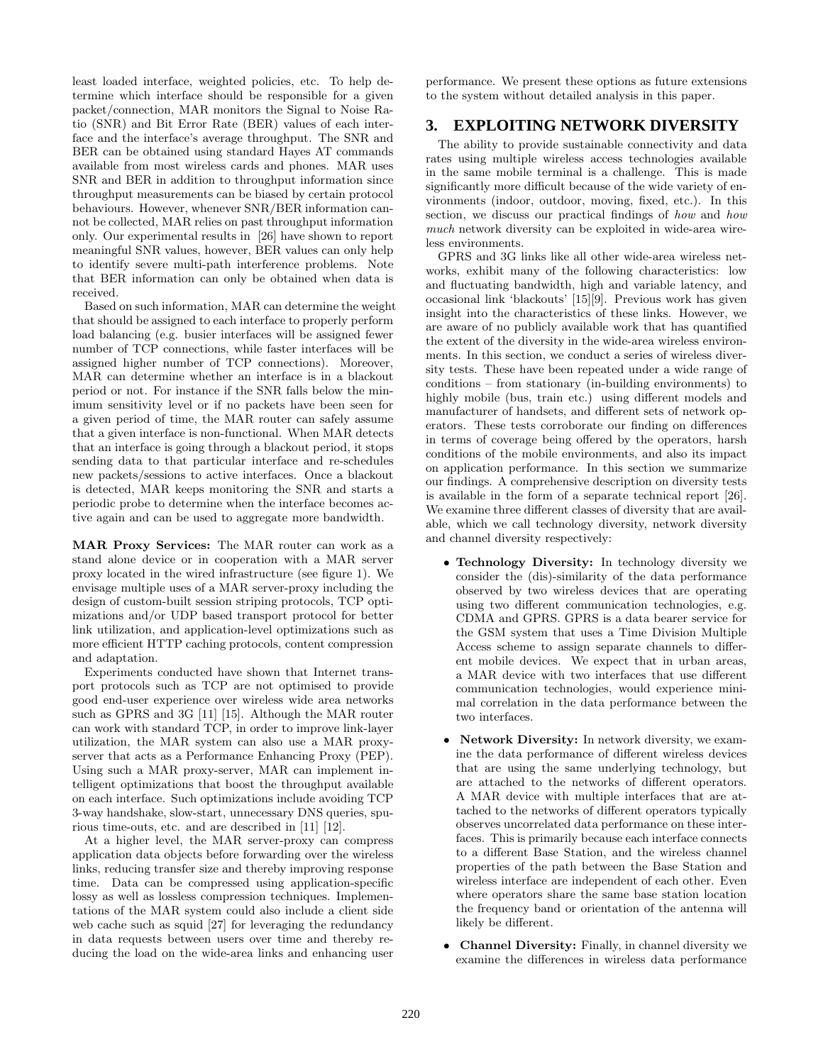least loaded interface, weighted policies, etc. To help determine which interface should be responsible for a given packet/connection, MAR monitors the Signal to Noise Ratio (SNR) and Bit Error Rate (BER) values of each interface and the interface's average throughput. The SNR and BER can be obtained using standard Hayes AT commands available from most wireless cards and phones. MAR uses SNR and BER in addition to throughput information since throughput measurements can be biased by certain protocol behaviours. However, whenever SNR/BER information cannot be collected, MAR relies on past throughput information only. Our experimental results in [26] have shown to report meaningful SNR values, however, BER values can only help to identify severe multi-path interference problems. Note that BER information can only be obtained when data is received.

Based on such information, MAR can determine the weight that should be assigned to each interface to properly perform load balancing (e.g. busier interfaces will be assigned fewer number of TCP connections, while faster interfaces will be assigned higher number of TCP connections). Moreover, MAR can determine whether an interface is in a blackout period or not. For instance if the SNR falls below the minimum sensitivity level or if no packets have been seen for a given period of time, the MAR router can safely assume that a given interface is non-functional. When MAR detects that an interface is going through a blackout period, it stops sending data to that particular interface and re-schedules new packets/sessions to active interfaces. Once a blackout is detected, MAR keeps monitoring the SNR and starts a periodic probe to determine when the interface becomes active again and can be used to aggregate more bandwidth.

**MAR Proxy Services:** The MAR router can work as a stand alone device or in cooperation with a MAR server proxy located in the wired infrastructure (see figure 1). We envisage multiple uses of a MAR server-proxy including the design of custom-built session striping protocols, TCP optimizations and/or UDP based transport protocol for better link utilization, and application-level optimizations such as more efficient HTTP caching protocols, content compression and adaptation.

Experiments conducted have shown that Internet transport protocols such as TCP are not optimised to provide good end-user experience over wireless wide area networks such as GPRS and 3G [11] [15]. Although the MAR router can work with standard TCP, in order to improve link-layer utilization, the MAR system can also use a MAR proxy-server that acts as a Performance Enhancing Proxy (PEP). Using such a MAR proxy-server, MAR can implement intelligent optimizations that boost the throughput available on each interface. Such optimizations include avoiding TCP 3-way handshake, slow-start, unnecessary DNS queries, spurious time-outs, etc. and are described in [11] [12].

At a higher level, the MAR server-proxy can compress application data objects before forwarding over the wireless links, reducing transfer size and thereby improving response time. Data can be compressed using application-specific lossy as well as lossless compression techniques. Implementations of the MAR system could also include a client side web cache such as squid [27] for leveraging the redundancy in data requests between users over time and thereby reducing the load on the wide-area links and enhancing user performance. We present these options as future extensions to the system without detailed analysis in this paper.

## 3. EXPLOITING NETWORK DIVERSITY

The ability to provide sustainable connectivity and data rates using multiple wireless access technologies available in the same mobile terminal is a challenge. This is made significantly more difficult because of the wide variety of environments (indoor, outdoor, moving, fixed, etc.). In this section, we discuss our practical findings of *how* and *how much* network diversity can be exploited in wide-area wireless environments.

GPRS and 3G links like all other wide-area wireless networks, exhibit many of the following characteristics: low and fluctuating bandwidth, high and variable latency, and occasional link 'blackouts' [15][9]. Previous work has given insight into the characteristics of these links. However, we are aware of no publicly available work that has quantified the extent of the diversity in the wide-area wireless environments. In this section, we conduct a series of wireless diversity tests. These have been repeated under a wide range of conditions – from stationary (in-building environments) to highly mobile (bus, train etc.) using different models and manufacturer of handsets, and different sets of network operators. These tests corroborate our finding on differences in terms of coverage being offered by the operators, harsh conditions of the mobile environments, and also its impact on application performance. In this section we summarize our findings. A comprehensive description on diversity tests is available in the form of a separate technical report [26]. We examine three different classes of diversity that are available, which we call technology diversity, network diversity and channel diversity respectively:

- **Technology Diversity:** In technology diversity we consider the (dis)-similarity of the data performance observed by two wireless devices that are operating using two different communication technologies, e.g. CDMA and GPRS. GPRS is a data bearer service for the GSM system that uses a Time Division Multiple Access scheme to assign separate channels to different mobile devices. We expect that in urban areas, a MAR device with two interfaces that use different communication technologies, would experience minimal correlation in the data performance between the two interfaces.
- **Network Diversity:** In network diversity, we examine the data performance of different wireless devices that are using the same underlying technology, but are attached to the networks of different operators. A MAR device with multiple interfaces that are attached to the networks of different operators typically observes uncorrelated data performance on these interfaces. This is primarily because each interface connects to a different Base Station, and the wireless channel properties of the path between the Base Station and wireless interface are independent of each other. Even where operators share the same base station location the frequency band or orientation of the antenna will likely be different.
- **Channel Diversity:** Finally, in channel diversity we examine the differences in wireless data performance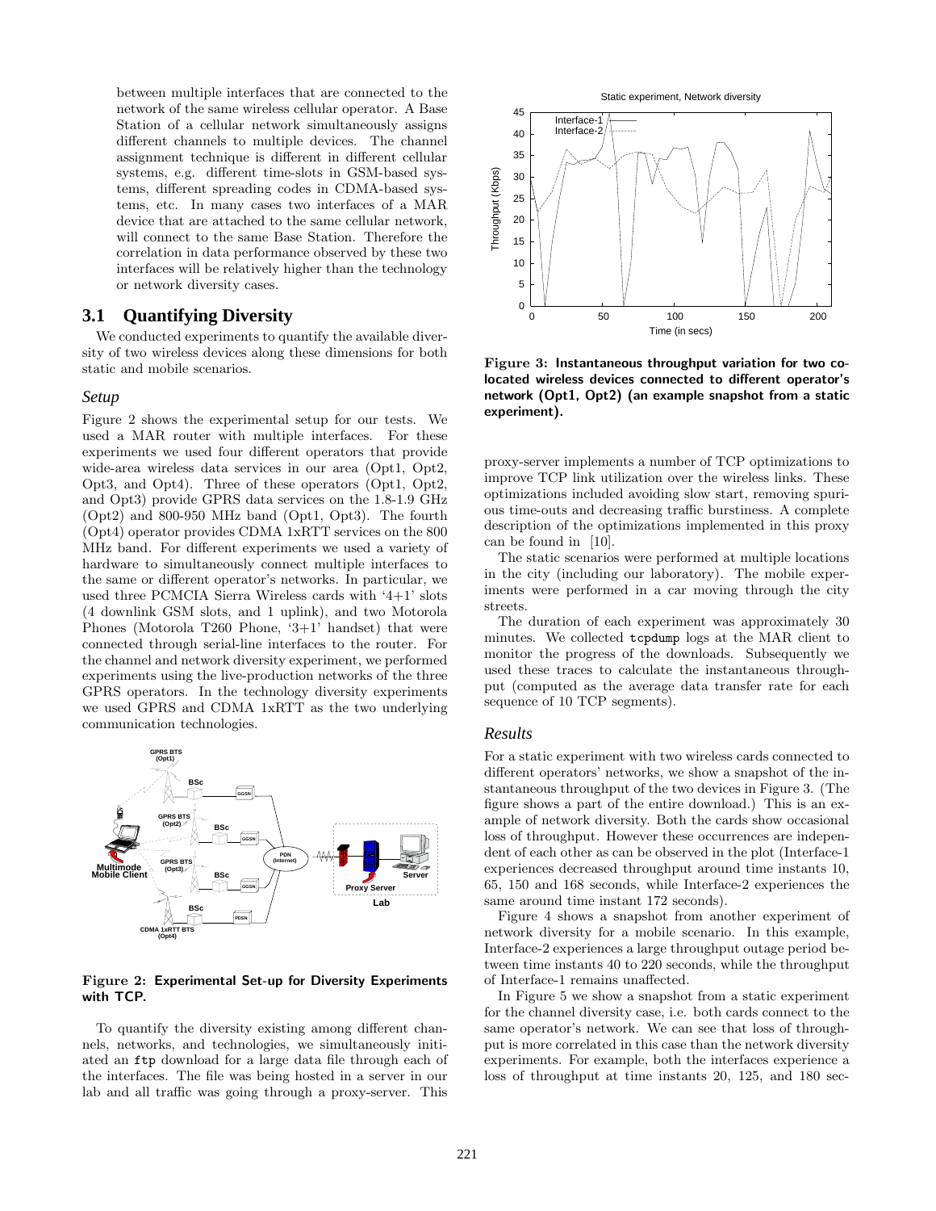between multiple interfaces that are connected to the network of the same wireless cellular operator. A Base Station of a cellular network simultaneously assigns different channels to multiple devices. The channel assignment technique is different in different cellular systems, e.g. different time-slots in GSM-based systems, different spreading codes in CDMA-based systems, etc. In many cases two interfaces of a MAR device that are attached to the same cellular network, will connect to the same Base Station. Therefore the correlation in data performance observed by these two interfaces will be relatively higher than the technology or network diversity cases.

## 3.1 Quantifying Diversity

We conducted experiments to quantify the available diversity of two wireless devices along these dimensions for both static and mobile scenarios.

### *Setup*

Figure 2 shows the experimental setup for our tests. We used a MAR router with multiple interfaces. For these experiments we used four different operators that provide wide-area wireless data services in our area (Opt1, Opt2, Opt3, and Opt4). Three of these operators (Opt1, Opt2, and Opt3) provide GPRS data services on the 1.8-1.9 GHz (Opt2) and 800-950 MHz band (Opt1, Opt3). The fourth (Opt4) operator provides CDMA 1xRTT services on the 800 MHz band. For different experiments we used a variety of hardware to simultaneously connect multiple interfaces to the same or different operator's networks. In particular, we used three PCMCIA Sierra Wireless cards with '4+1' slots (4 downlink GSM slots, and 1 uplink), and two Motorola Phones (Motorola T260 Phone, '3+1' handset) that were connected through serial-line interfaces to the router. For the channel and network diversity experiment, we performed experiments using the live-production networks of the three GPRS operators. In the technology diversity experiments we used GPRS and CDMA 1xRTT as the two underlying communication technologies.

**Figure 2: Experimental Set-up for Diversity Experiments with TCP.**

To quantify the diversity existing among different channels, networks, and technologies, we simultaneously initiated an `ftp` download for a large data file through each of the interfaces. The file was being hosted in a server in our lab and all traffic was going through a proxy-server. This proxy-server implements a number of TCP optimizations to improve TCP link utilization over the wireless links. These optimizations included avoiding slow start, removing spurious time-outs and decreasing traffic burstiness. A complete description of the optimizations implemented in this proxy can be found in [10].

The static scenarios were performed at multiple locations in the city (including our laboratory). The mobile experiments were performed in a car moving through the city streets.

The duration of each experiment was approximately 30 minutes. We collected `tcpdump` logs at the MAR client to monitor the progress of the downloads. Subsequently we used these traces to calculate the instantaneous throughput (computed as the average data transfer rate for each sequence of 10 TCP segments).

**Figure 3: Instantaneous throughput variation for two co-located wireless devices connected to different operator's network (Opt1, Opt2) (an example snapshot from a static experiment).**

### *Results*

For a static experiment with two wireless cards connected to different operators' networks, we show a snapshot of the instantaneous throughput of the two devices in Figure 3. (The figure shows a part of the entire download.) This is an example of network diversity. Both the cards show occasional loss of throughput. However these occurrences are independent of each other as can be observed in the plot (Interface-1 experiences decreased throughput around time instants 10, 65, 150 and 168 seconds, while Interface-2 experiences the same around time instant 172 seconds).

Figure 4 shows a snapshot from another experiment of network diversity for a mobile scenario. In this example, Interface-2 experiences a large throughput outage period between time instants 40 to 220 seconds, while the throughput of Interface-1 remains unaffected.

In Figure 5 we show a snapshot from a static experiment for the channel diversity case, i.e. both cards connect to the same operator's network. We can see that loss of throughput is more correlated in this case than the network diversity experiments. For example, both the interfaces experience a loss of throughput at time instants 20, 125, and 180 sec-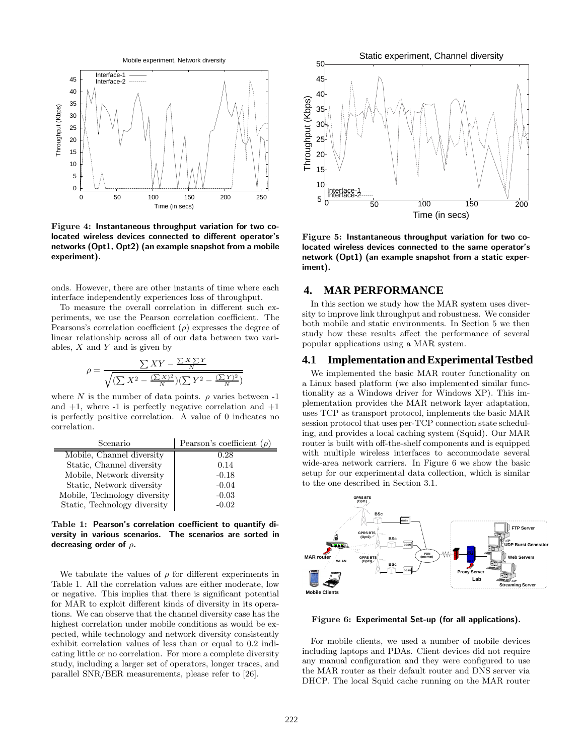Figure 4: Instantaneous throughput variation for two co-located wireless devices connected to different operator's networks (Opt1, Opt2) (an example snapshot from a mobile experiment).

Figure 5: Instantaneous throughput variation for two co-located wireless devices connected to the same operator's network (Opt1) (an example snapshot from a static experiment).

onds. However, there are other instants of time where each interface independently experiences loss of throughput.

To measure the overall correlation in different such experiments, we use the Pearson correlation coefficient. The Pearsons's correlation coefficient ($\rho$) expresses the degree of linear relationship across all of our data between two variables, $X$ and $Y$ and is given by

$$\rho = \frac{\sum XY - \frac{\sum X \sum Y}{N}}{\sqrt{(\sum X^2 - \frac{(\sum X)^2}{N})(\sum Y^2 - \frac{(\sum Y)^2}{N})}}$$

where $N$ is the number of data points. $\rho$ varies between -1 and +1, where -1 is perfectly negative correlation and +1 is perfectly positive correlation. A value of 0 indicates no correlation.

| Scenario | Pearson's coefficient ($\rho$) |
|---|---|
| Mobile, Channel diversity | 0.28 |
| Static, Channel diversity | 0.14 |
| Mobile, Network diversity | -0.18 |
| Static, Network diversity | -0.04 |
| Mobile, Technology diversity | -0.03 |
| Static, Technology diversity | -0.02 |

Table 1: Pearson's correlation coefficient to quantify diversity in various scenarios. The scenarios are sorted in decreasing order of $\rho$.

We tabulate the values of $\rho$ for different experiments in Table 1. All the correlation values are either moderate, low or negative. This implies that there is significant potential for MAR to exploit different kinds of diversity in its operations. We can observe that the channel diversity case has the highest correlation under mobile conditions as would be expected, while technology and network diversity consistently exhibit correlation values of less than or equal to 0.2 indicating little or no correlation. For more a complete diversity study, including a larger set of operators, longer traces, and parallel SNR/BER measurements, please refer to [26].

## 4. MAR PERFORMANCE

In this section we study how the MAR system uses diversity to improve link throughput and robustness. We consider both mobile and static environments. In Section 5 we then study how these results affect the performance of several popular applications using a MAR system.

### 4.1 Implementation and Experimental Testbed

We implemented the basic MAR router functionality on a Linux based platform (we also implemented similar functionality as a Windows driver for Windows XP). This implementation provides the MAR network layer adaptation, uses TCP as transport protocol, implements the basic MAR session protocol that uses per-TCP connection state scheduling, and provides a local caching system (Squid). Our MAR router is built with off-the-shelf components and is equipped with multiple wireless interfaces to accommodate several wide-area network carriers. In Figure 6 we show the basic setup for our experimental data collection, which is similar to the one described in Section 3.1.

Figure 6: Experimental Set-up (for all applications).

For mobile clients, we used a number of mobile devices including laptops and PDAs. Client devices did not require any manual configuration and they were configured to use the MAR router as their default router and DNS server via DHCP. The local Squid cache running on the MAR router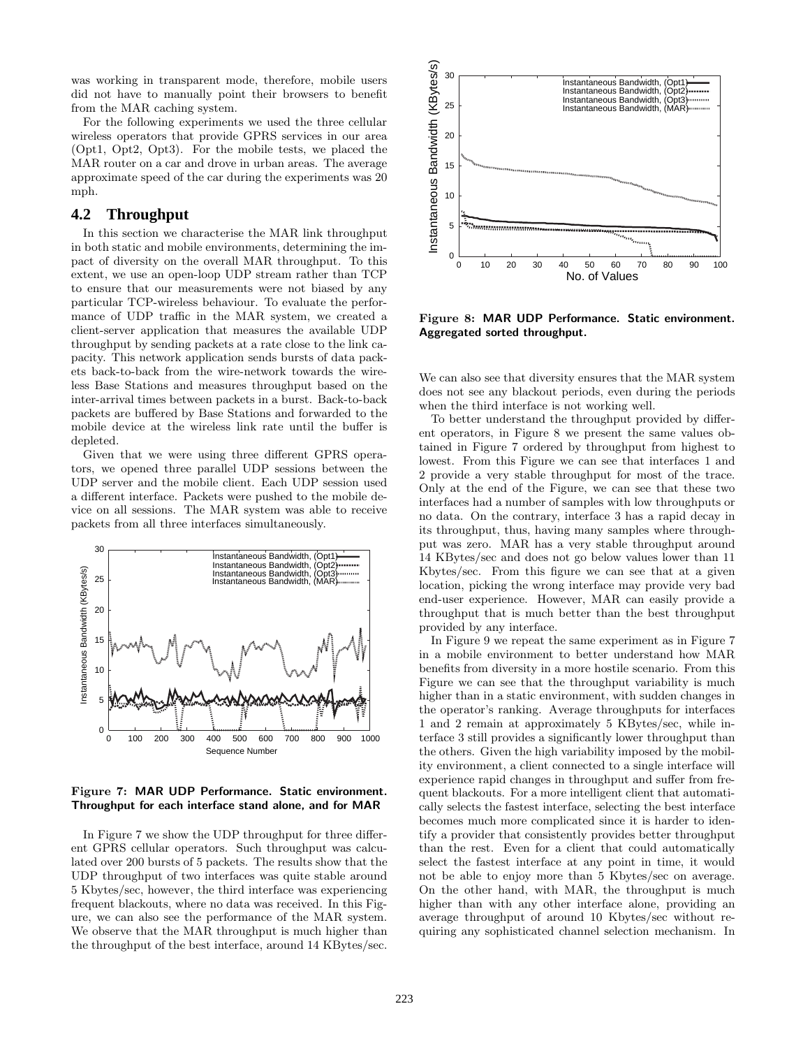was working in transparent mode, therefore, mobile users did not have to manually point their browsers to benefit from the MAR caching system.

For the following experiments we used the three cellular wireless operators that provide GPRS services in our area (Opt1, Opt2, Opt3). For the mobile tests, we placed the MAR router on a car and drove in urban areas. The average approximate speed of the car during the experiments was 20 mph.

## 4.2 Throughput

In this section we characterise the MAR link throughput in both static and mobile environments, determining the impact of diversity on the overall MAR throughput. To this extent, we use an open-loop UDP stream rather than TCP to ensure that our measurements were not biased by any particular TCP-wireless behaviour. To evaluate the performance of UDP traffic in the MAR system, we created a client-server application that measures the available UDP throughput by sending packets at a rate close to the link capacity. This network application sends bursts of data packets back-to-back from the wire-network towards the wireless Base Stations and measures throughput based on the inter-arrival times between packets in a burst. Back-to-back packets are buffered by Base Stations and forwarded to the mobile device at the wireless link rate until the buffer is depleted.

Given that we were using three different GPRS operators, we opened three parallel UDP sessions between the UDP server and the mobile client. Each UDP session used a different interface. Packets were pushed to the mobile device on all sessions. The MAR system was able to receive packets from all three interfaces simultaneously.

**Figure 7: MAR UDP Performance. Static environment. Throughput for each interface stand alone, and for MAR**

In Figure 7 we show the UDP throughput for three different GPRS cellular operators. Such throughput was calculated over 200 bursts of 5 packets. The results show that the UDP throughput of two interfaces was quite stable around 5 Kbytes/sec, however, the third interface was experiencing frequent blackouts, where no data was received. In this Figure, we can also see the performance of the MAR system. We observe that the MAR throughput is much higher than the throughput of the best interface, around 14 KBytes/sec.

**Figure 8: MAR UDP Performance. Static environment. Aggregated sorted throughput.**

We can also see that diversity ensures that the MAR system does not see any blackout periods, even during the periods when the third interface is not working well.

To better understand the throughput provided by different operators, in Figure 8 we present the same values obtained in Figure 7 ordered by throughput from highest to lowest. From this Figure we can see that interfaces 1 and 2 provide a very stable throughput for most of the trace. Only at the end of the Figure, we can see that these two interfaces had a number of samples with low throughputs or no data. On the contrary, interface 3 has a rapid decay in its throughput, thus, having many samples where throughput was zero. MAR has a very stable throughput around 14 KBytes/sec and does not go below values lower than 11 Kbytes/sec. From this figure we can see that at a given location, picking the wrong interface may provide very bad end-user experience. However, MAR can easily provide a throughput that is much better than the best throughput provided by any interface.

In Figure 9 we repeat the same experiment as in Figure 7 in a mobile environment to better understand how MAR benefits from diversity in a more hostile scenario. From this Figure we can see that the throughput variability is much higher than in a static environment, with sudden changes in the operator's ranking. Average throughputs for interfaces 1 and 2 remain at approximately 5 KBytes/sec, while interface 3 still provides a significantly lower throughput than the others. Given the high variability imposed by the mobility environment, a client connected to a single interface will experience rapid changes in throughput and suffer from frequent blackouts. For a more intelligent client that automatically selects the fastest interface, selecting the best interface becomes much more complicated since it is harder to identify a provider that consistently provides better throughput than the rest. Even for a client that could automatically select the fastest interface at any point in time, it would not be able to enjoy more than 5 Kbytes/sec on average. On the other hand, with MAR, the throughput is much higher than with any other interface alone, providing an average throughput of around 10 Kbytes/sec without requiring any sophisticated channel selection mechanism. In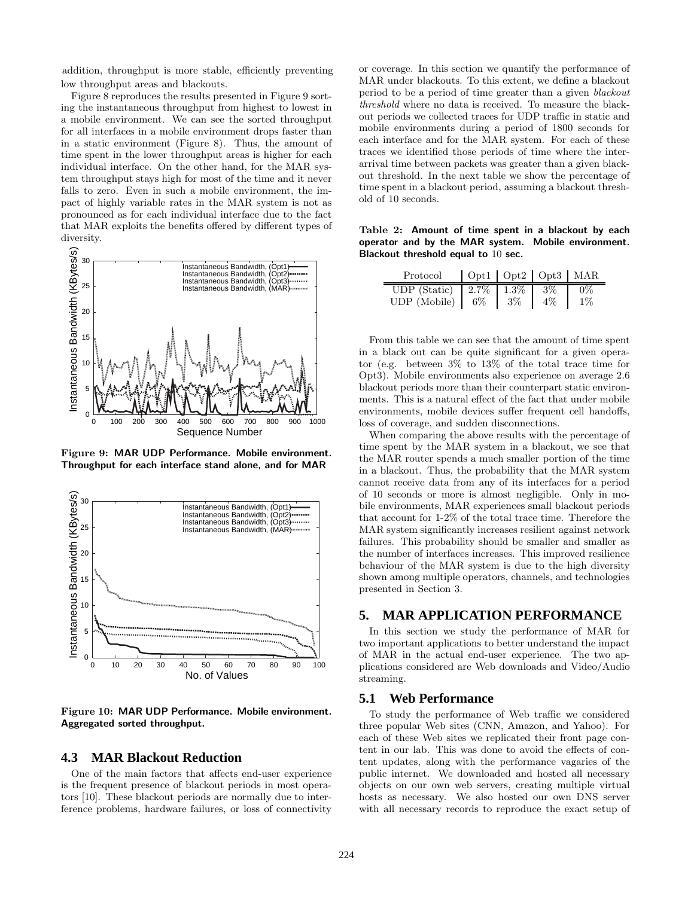addition, throughput is more stable, efficiently preventing low throughput areas and blackouts.

Figure 8 reproduces the results presented in Figure 9 sorting the instantaneous throughput from highest to lowest in a mobile environment. We can see the sorted throughput for all interfaces in a mobile environment drops faster than in a static environment (Figure 8). Thus, the amount of time spent in the lower throughput areas is higher for each individual interface. On the other hand, for the MAR system throughput stays high for most of the time and it never falls to zero. Even in such a mobile environment, the impact of highly variable rates in the MAR system is not as pronounced as for each individual interface due to the fact that MAR exploits the benefits offered by different types of diversity.

**Figure 9: MAR UDP Performance. Mobile environment. Throughput for each interface stand alone, and for MAR**

**Figure 10: MAR UDP Performance. Mobile environment. Aggregated sorted throughput.**

## 4.3 MAR Blackout Reduction

One of the main factors that affects end-user experience is the frequent presence of blackout periods in most operators [10]. These blackout periods are normally due to interference problems, hardware failures, or loss of connectivity or coverage. In this section we quantify the performance of MAR under blackouts. To this extent, we define a blackout period to be a period of time greater than a given *blackout threshold* where no data is received. To measure the blackout periods we collected traces for UDP traffic in static and mobile environments during a period of 1800 seconds for each interface and for the MAR system. For each of these traces we identified those periods of time where the inter-arrival time between packets was greater than a given blackout threshold. In the next table we show the percentage of time spent in a blackout period, assuming a blackout threshold of 10 seconds.

**Table 2: Amount of time spent in a blackout by each operator and by the MAR system. Mobile environment. Blackout threshold equal to 10 sec.**

| Protocol | Opt1 | Opt2 | Opt3 | MAR |
|---|---|---|---|---|
| UDP (Static) | 2.7% | 1.3% | 3% | 0% |
| UDP (Mobile) | 6% | 3% | 4% | 1% |

From this table we can see that the amount of time spent in a black out can be quite significant for a given operator (e.g. between 3% to 13% of the total trace time for Opt3). Mobile environments also experience on average 2.6 blackout periods more than their counterpart static environments. This is a natural effect of the fact that under mobile environments, mobile devices suffer frequent cell handoffs, loss of coverage, and sudden disconnections.

When comparing the above results with the percentage of time spent by the MAR system in a blackout, we see that the MAR router spends a much smaller portion of the time in a blackout. Thus, the probability that the MAR system cannot receive data from any of its interfaces for a period of 10 seconds or more is almost negligible. Only in mobile environments, MAR experiences small blackout periods that account for 1-2% of the total trace time. Therefore the MAR system significantly increases resilient against network failures. This probability should be smaller and smaller as the number of interfaces increases. This improved resilience behaviour of the MAR system is due to the high diversity shown among multiple operators, channels, and technologies presented in Section 3.

# 5. MAR APPLICATION PERFORMANCE

In this section we study the performance of MAR for two important applications to better understand the impact of MAR in the actual end-user experience. The two applications considered are Web downloads and Video/Audio streaming.

## 5.1 Web Performance

To study the performance of Web traffic we considered three popular Web sites (CNN, Amazon, and Yahoo). For each of these Web sites we replicated their front page content in our lab. This was done to avoid the effects of content updates, along with the performance vagaries of the public internet. We downloaded and hosted all necessary objects on our own web servers, creating multiple virtual hosts as necessary. We also hosted our own DNS server with all necessary records to reproduce the exact setup of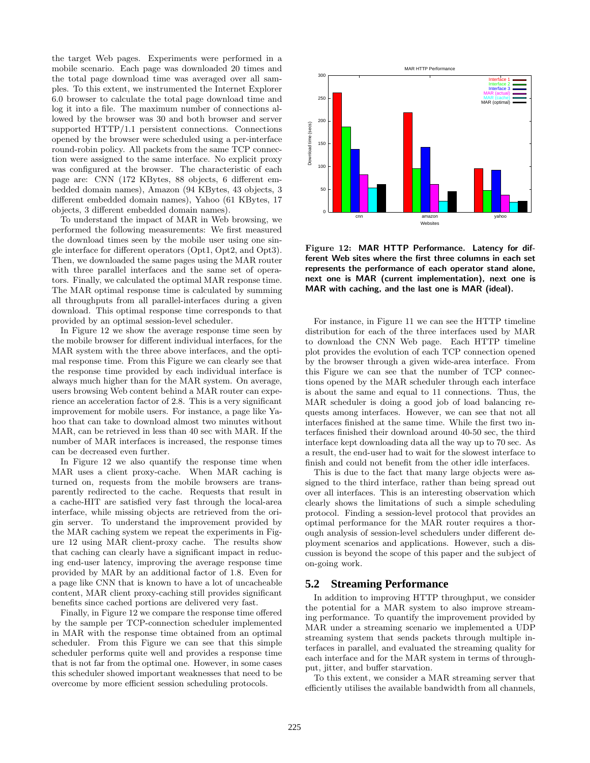the target Web pages. Experiments were performed in a mobile scenario. Each page was downloaded 20 times and the total page download time was averaged over all samples. To this extent, we instrumented the Internet Explorer 6.0 browser to calculate the total page download time and log it into a file. The maximum number of connections allowed by the browser was 30 and both browser and server supported HTTP/1.1 persistent connections. Connections opened by the browser were scheduled using a per-interface round-robin policy. All packets from the same TCP connection were assigned to the same interface. No explicit proxy was configured at the browser. The characteristic of each page are: CNN (172 KBytes, 88 objects, 6 different embedded domain names), Amazon (94 KBytes, 43 objects, 3 different embedded domain names), Yahoo (61 KBytes, 17 objects, 3 different embedded domain names).

To understand the impact of MAR in Web browsing, we performed the following measurements: We first measured the download times seen by the mobile user using one single interface for different operators (Opt1, Opt2, and Opt3). Then, we downloaded the same pages using the MAR router with three parallel interfaces and the same set of operators. Finally, we calculated the optimal MAR response time. The MAR optimal response time is calculated by summing all throughputs from all parallel-interfaces during a given download. This optimal response time corresponds to that provided by an optimal session-level scheduler.

In Figure 12 we show the average response time seen by the mobile browser for different individual interfaces, for the MAR system with the three above interfaces, and the optimal response time. From this Figure we can clearly see that the response time provided by each individual interface is always much higher than for the MAR system. On average, users browsing Web content behind a MAR router can experience an acceleration factor of 2.8. This is a very significant improvement for mobile users. For instance, a page like Yahoo that can take to download almost two minutes without MAR, can be retrieved in less than 40 sec with MAR. If the number of MAR interfaces is increased, the response times can be decreased even further.

In Figure 12 we also quantify the response time when MAR uses a client proxy-cache. When MAR caching is turned on, requests from the mobile browsers are transparently redirected to the cache. Requests that result in a cache-HIT are satisfied very fast through the local-area interface, while missing objects are retrieved from the origin server. To understand the improvement provided by the MAR caching system we repeat the experiments in Figure 12 using MAR client-proxy cache. The results show that caching can clearly have a significant impact in reducing end-user latency, improving the average response time provided by MAR by an additional factor of 1.8. Even for a page like CNN that is known to have a lot of uncacheable content, MAR client proxy-caching still provides significant benefits since cached portions are delivered very fast.

Finally, in Figure 12 we compare the response time offered by the sample per TCP-connection scheduler implemented in MAR with the response time obtained from an optimal scheduler. From this Figure we can see that this simple scheduler performs quite well and provides a response time that is not far from the optimal one. However, in some cases this scheduler showed important weaknesses that need to be overcome by more efficient session scheduling protocols.

MAR HTTP Performance

Download time (secs)

0
50
100
150
200
250
300

cnn
amazon
yahoo

Websites

Interface 1
Interface 2
Interface 3
MAR (actual)
MAR (cache)
MAR (optimal)

**Figure 12: MAR HTTP Performance. Latency for different Web sites where the first three columns in each set represents the performance of each operator stand alone, next one is MAR (current implementation), next one is MAR with caching, and the last one is MAR (ideal).**

For instance, in Figure 11 we can see the HTTP timeline distribution for each of the three interfaces used by MAR to download the CNN Web page. Each HTTP timeline plot provides the evolution of each TCP connection opened by the browser through a given wide-area interface. From this Figure we can see that the number of TCP connections opened by the MAR scheduler through each interface is about the same and equal to 11 connections. Thus, the MAR scheduler is doing a good job of load balancing requests among interfaces. However, we can see that not all interfaces finished at the same time. While the first two interfaces finished their download around 40-50 sec, the third interface kept downloading data all the way up to 70 sec. As a result, the end-user had to wait for the slowest interface to finish and could not benefit from the other idle interfaces.

This is due to the fact that many large objects were assigned to the third interface, rather than being spread out over all interfaces. This is an interesting observation which clearly shows the limitations of such a simple scheduling protocol. Finding a session-level protocol that provides an optimal performance for the MAR router requires a thorough analysis of session-level schedulers under different deployment scenarios and applications. However, such a discussion is beyond the scope of this paper and the subject of on-going work.

## 5.2 Streaming Performance

In addition to improving HTTP throughput, we consider the potential for a MAR system to also improve streaming performance. To quantify the improvement provided by MAR under a streaming scenario we implemented a UDP streaming system that sends packets through multiple interfaces in parallel, and evaluated the streaming quality for each interface and for the MAR system in terms of throughput, jitter, and buffer starvation.

To this extent, we consider a MAR streaming server that efficiently utilises the available bandwidth from all channels,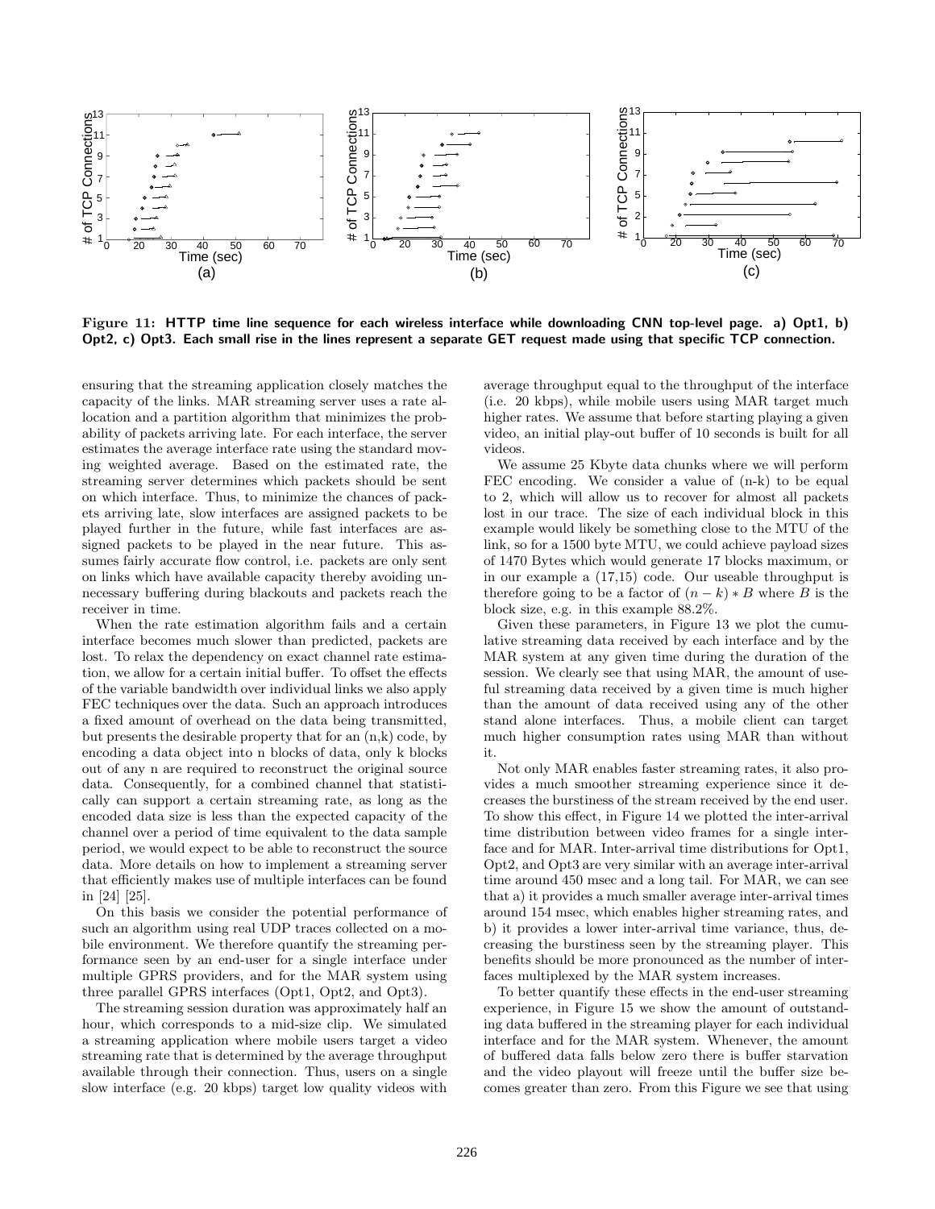# of TCP Connections
13
11
9
7
5
3
1
0 20 30 40 50 60 70
Time (sec)
(a)

# of TCP Connections
13
11
9
7
5
3
1
0 20 30 40 50 60 70
Time (sec)
(b)

# of TCP Connections
13
11
9
7
5
2
1
0 20 30 40 50 60 70
Time (sec)
(c)

**Figure 11: HTTP time line sequence for each wireless interface while downloading CNN top-level page. a) Opt1, b) Opt2, c) Opt3. Each small rise in the lines represent a separate GET request made using that specific TCP connection.**

ensuring that the streaming application closely matches the capacity of the links. MAR streaming server uses a rate allocation and a partition algorithm that minimizes the probability of packets arriving late. For each interface, the server estimates the average interface rate using the standard moving weighted average. Based on the estimated rate, the streaming server determines which packets should be sent on which interface. Thus, to minimize the chances of packets arriving late, slow interfaces are assigned packets to be played further in the future, while fast interfaces are assigned packets to be played in the near future. This assumes fairly accurate flow control, i.e. packets are only sent on links which have available capacity thereby avoiding unnecessary buffering during blackouts and packets reach the receiver in time.

When the rate estimation algorithm fails and a certain interface becomes much slower than predicted, packets are lost. To relax the dependency on exact channel rate estimation, we allow for a certain initial buffer. To offset the effects of the variable bandwidth over individual links we also apply FEC techniques over the data. Such an approach introduces a fixed amount of overhead on the data being transmitted, but presents the desirable property that for an (n,k) code, by encoding a data object into n blocks of data, only k blocks out of any n are required to reconstruct the original source data. Consequently, for a combined channel that statistically can support a certain streaming rate, as long as the encoded data size is less than the expected capacity of the channel over a period of time equivalent to the data sample period, we would expect to be able to reconstruct the source data. More details on how to implement a streaming server that efficiently makes use of multiple interfaces can be found in [24] [25].

On this basis we consider the potential performance of such an algorithm using real UDP traces collected on a mobile environment. We therefore quantify the streaming performance seen by an end-user for a single interface under multiple GPRS providers, and for the MAR system using three parallel GPRS interfaces (Opt1, Opt2, and Opt3).

The streaming session duration was approximately half an hour, which corresponds to a mid-size clip. We simulated a streaming application where mobile users target a video streaming rate that is determined by the average throughput available through their connection. Thus, users on a single slow interface (e.g. 20 kbps) target low quality videos with average throughput equal to the throughput of the interface (i.e. 20 kbps), while mobile users using MAR target much higher rates. We assume that before starting playing a given video, an initial play-out buffer of 10 seconds is built for all videos.

We assume 25 Kbyte data chunks where we will perform FEC encoding. We consider a value of (n-k) to be equal to 2, which will allow us to recover for almost all packets lost in our trace. The size of each individual block in this example would likely be something close to the MTU of the link, so for a 1500 byte MTU, we could achieve payload sizes of 1470 Bytes which would generate 17 blocks maximum, or in our example a (17,15) code. Our useable throughput is therefore going to be a factor of $(n - k) * B$ where $B$ is the block size, e.g. in this example 88.2%.

Given these parameters, in Figure 13 we plot the cumulative streaming data received by each interface and by the MAR system at any given time during the duration of the session. We clearly see that using MAR, the amount of useful streaming data received by a given time is much higher than the amount of data received using any of the other stand alone interfaces. Thus, a mobile client can target much higher consumption rates using MAR than without it.

Not only MAR enables faster streaming rates, it also provides a much smoother streaming experience since it decreases the burstiness of the stream received by the end user. To show this effect, in Figure 14 we plotted the inter-arrival time distribution between video frames for a single interface and for MAR. Inter-arrival time distributions for Opt1, Opt2, and Opt3 are very similar with an average inter-arrival time around 450 msec and a long tail. For MAR, we can see that a) it provides a much smaller average inter-arrival times around 154 msec, which enables higher streaming rates, and b) it provides a lower inter-arrival time variance, thus, decreasing the burstiness seen by the streaming player. This benefits should be more pronounced as the number of interfaces multiplexed by the MAR system increases.

To better quantify these effects in the end-user streaming experience, in Figure 15 we show the amount of outstanding data buffered in the streaming player for each individual interface and for the MAR system. Whenever, the amount of buffered data falls below zero there is buffer starvation and the video playout will freeze until the buffer size becomes greater than zero. From this Figure we see that using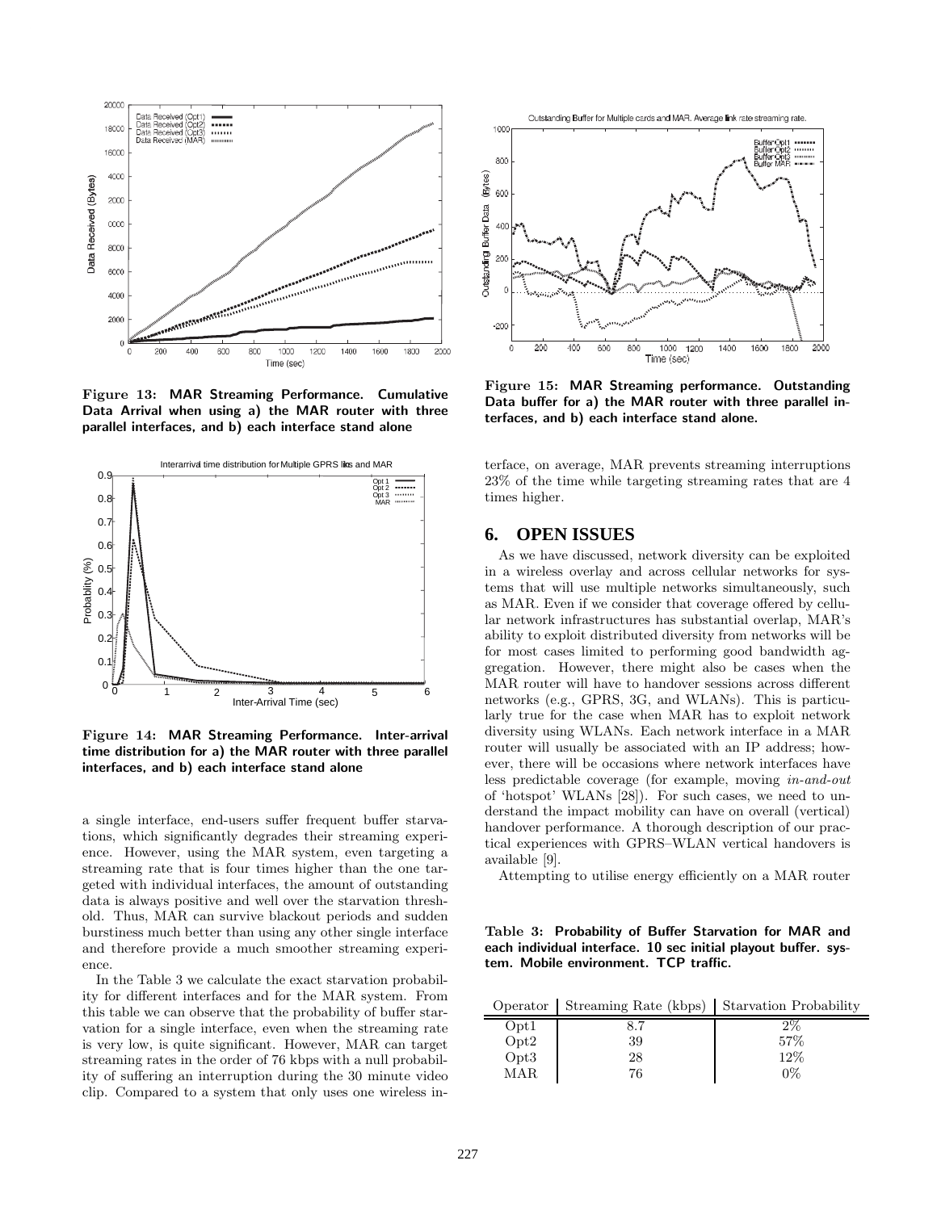Figure 13: MAR Streaming Performance. Cumulative Data Arrival when using a) the MAR router with three parallel interfaces, and b) each interface stand alone

Figure 14: MAR Streaming Performance. Inter-arrival time distribution for a) the MAR router with three parallel interfaces, and b) each interface stand alone

a single interface, end-users suffer frequent buffer starvations, which significantly degrades their streaming experience. However, using the MAR system, even targeting a streaming rate that is four times higher than the one targeted with individual interfaces, the amount of outstanding data is always positive and well over the starvation threshold. Thus, MAR can survive blackout periods and sudden burstiness much better than using any other single interface and therefore provide a much smoother streaming experience.

In the Table 3 we calculate the exact starvation probability for different interfaces and for the MAR system. From this table we can observe that the probability of buffer starvation for a single interface, even when the streaming rate is very low, is quite significant. However, MAR can target streaming rates in the order of 76 kbps with a null probability of suffering an interruption during the 30 minute video clip. Compared to a system that only uses one wireless interface, on average, MAR prevents streaming interruptions 23% of the time while targeting streaming rates that are 4 times higher.

Figure 15: MAR Streaming performance. Outstanding Data buffer for a) the MAR router with three parallel interfaces, and b) each interface stand alone.

## 6. OPEN ISSUES

As we have discussed, network diversity can be exploited in a wireless overlay and across cellular networks for systems that will use multiple networks simultaneously, such as MAR. Even if we consider that coverage offered by cellular network infrastructures has substantial overlap, MAR's ability to exploit distributed diversity from networks will be for most cases limited to performing good bandwidth aggregation. However, there might also be cases when the MAR router will have to handover sessions across different networks (e.g., GPRS, 3G, and WLANs). This is particularly true for the case when MAR has to exploit network diversity using WLANs. Each network interface in a MAR router will usually be associated with an IP address; however, there will be occasions where network interfaces have less predictable coverage (for example, moving *in-and-out* of 'hotspot' WLANs [28]). For such cases, we need to understand the impact mobility can have on overall (vertical) handover performance. A thorough description of our practical experiences with GPRS–WLAN vertical handovers is available [9].

Attempting to utilise energy efficiently on a MAR router

Table 3: Probability of Buffer Starvation for MAR and each individual interface. 10 sec initial playout buffer. system. Mobile environment. TCP traffic.

| Operator | Streaming Rate (kbps) | Starvation Probability |
|---|---|---|
| Opt1 | 8.7 | 2% |
| Opt2 | 39 | 57% |
| Opt3 | 28 | 12% |
| MAR | 76 | 0% |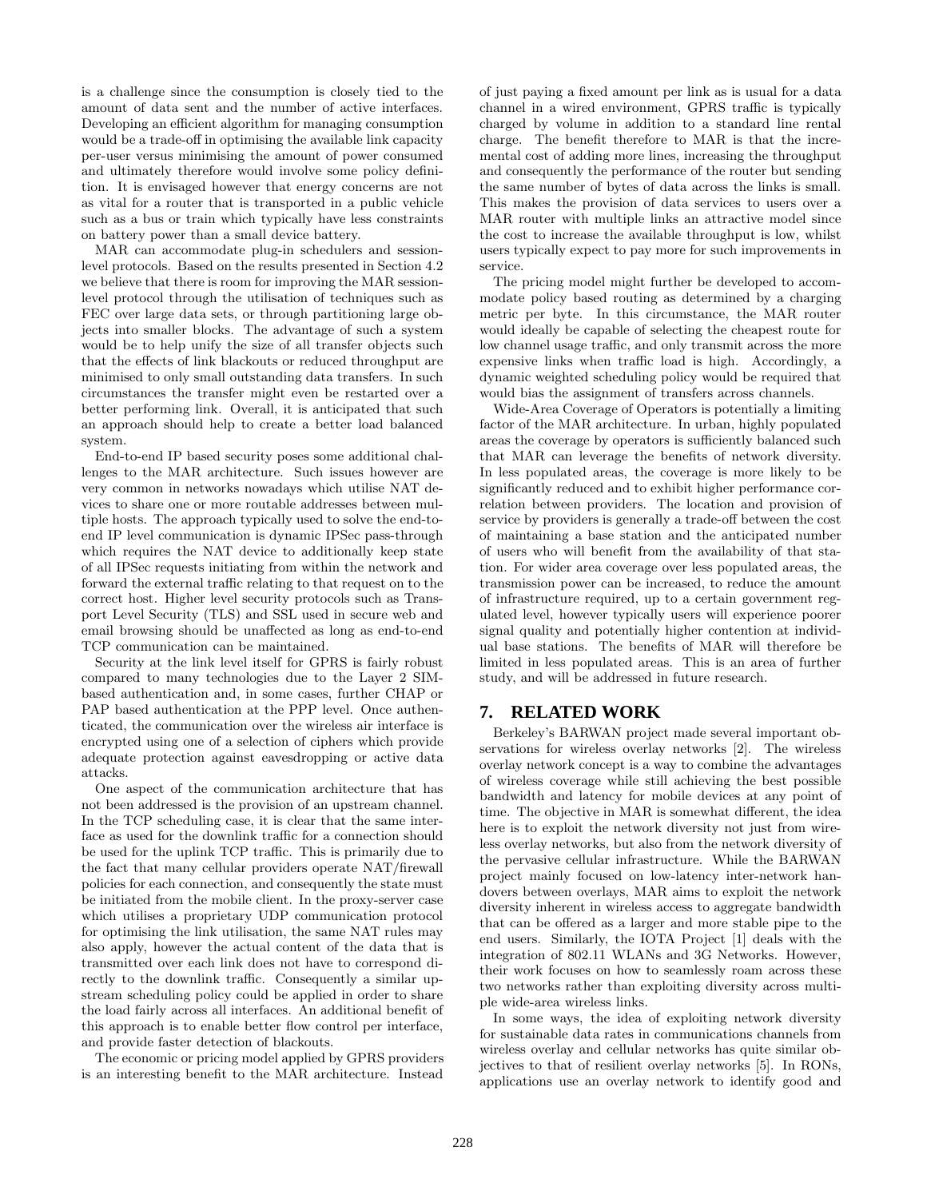is a challenge since the consumption is closely tied to the amount of data sent and the number of active interfaces. Developing an efficient algorithm for managing consumption would be a trade-off in optimising the available link capacity per-user versus minimising the amount of power consumed and ultimately therefore would involve some policy definition. It is envisaged however that energy concerns are not as vital for a router that is transported in a public vehicle such as a bus or train which typically have less constraints on battery power than a small device battery.

MAR can accommodate plug-in schedulers and session-level protocols. Based on the results presented in Section 4.2 we believe that there is room for improving the MAR session-level protocol through the utilisation of techniques such as FEC over large data sets, or through partitioning large objects into smaller blocks. The advantage of such a system would be to help unify the size of all transfer objects such that the effects of link blackouts or reduced throughput are minimised to only small outstanding data transfers. In such circumstances the transfer might even be restarted over a better performing link. Overall, it is anticipated that such an approach should help to create a better load balanced system.

End-to-end IP based security poses some additional challenges to the MAR architecture. Such issues however are very common in networks nowadays which utilise NAT devices to share one or more routable addresses between multiple hosts. The approach typically used to solve the end-to-end IP level communication is dynamic IPSec pass-through which requires the NAT device to additionally keep state of all IPSec requests initiating from within the network and forward the external traffic relating to that request on to the correct host. Higher level security protocols such as Transport Level Security (TLS) and SSL used in secure web and email browsing should be unaffected as long as end-to-end TCP communication can be maintained.

Security at the link level itself for GPRS is fairly robust compared to many technologies due to the Layer 2 SIM-based authentication and, in some cases, further CHAP or PAP based authentication at the PPP level. Once authenticated, the communication over the wireless air interface is encrypted using one of a selection of ciphers which provide adequate protection against eavesdropping or active data attacks.

One aspect of the communication architecture that has not been addressed is the provision of an upstream channel. In the TCP scheduling case, it is clear that the same interface as used for the downlink traffic for a connection should be used for the uplink TCP traffic. This is primarily due to the fact that many cellular providers operate NAT/firewall policies for each connection, and consequently the state must be initiated from the mobile client. In the proxy-server case which utilises a proprietary UDP communication protocol for optimising the link utilisation, the same NAT rules may also apply, however the actual content of the data that is transmitted over each link does not have to correspond directly to the downlink traffic. Consequently a similar upstream scheduling policy could be applied in order to share the load fairly across all interfaces. An additional benefit of this approach is to enable better flow control per interface, and provide faster detection of blackouts.

The economic or pricing model applied by GPRS providers is an interesting benefit to the MAR architecture. Instead of just paying a fixed amount per link as is usual for a data channel in a wired environment, GPRS traffic is typically charged by volume in addition to a standard line rental charge. The benefit therefore to MAR is that the incremental cost of adding more lines, increasing the throughput and consequently the performance of the router but sending the same number of bytes of data across the links is small. This makes the provision of data services to users over a MAR router with multiple links an attractive model since the cost to increase the available throughput is low, whilst users typically expect to pay more for such improvements in service.

The pricing model might further be developed to accommodate policy based routing as determined by a charging metric per byte. In this circumstance, the MAR router would ideally be capable of selecting the cheapest route for low channel usage traffic, and only transmit across the more expensive links when traffic load is high. Accordingly, a dynamic weighted scheduling policy would be required that would bias the assignment of transfers across channels.

Wide-Area Coverage of Operators is potentially a limiting factor of the MAR architecture. In urban, highly populated areas the coverage by operators is sufficiently balanced such that MAR can leverage the benefits of network diversity. In less populated areas, the coverage is more likely to be significantly reduced and to exhibit higher performance correlation between providers. The location and provision of service by providers is generally a trade-off between the cost of maintaining a base station and the anticipated number of users who will benefit from the availability of that station. For wider area coverage over less populated areas, the transmission power can be increased, to reduce the amount of infrastructure required, up to a certain government regulated level, however typically users will experience poorer signal quality and potentially higher contention at individual base stations. The benefits of MAR will therefore be limited in less populated areas. This is an area of further study, and will be addressed in future research.

## 7. RELATED WORK

Berkeley's BARWAN project made several important observations for wireless overlay networks [2]. The wireless overlay network concept is a way to combine the advantages of wireless coverage while still achieving the best possible bandwidth and latency for mobile devices at any point of time. The objective in MAR is somewhat different, the idea here is to exploit the network diversity not just from wireless overlay networks, but also from the network diversity of the pervasive cellular infrastructure. While the BARWAN project mainly focused on low-latency inter-network handovers between overlays, MAR aims to exploit the network diversity inherent in wireless access to aggregate bandwidth that can be offered as a larger and more stable pipe to the end users. Similarly, the IOTA Project [1] deals with the integration of 802.11 WLANs and 3G Networks. However, their work focuses on how to seamlessly roam across these two networks rather than exploiting diversity across multiple wide-area wireless links.

In some ways, the idea of exploiting network diversity for sustainable data rates in communications channels from wireless overlay and cellular networks has quite similar objectives to that of resilient overlay networks [5]. In RONs, applications use an overlay network to identify good and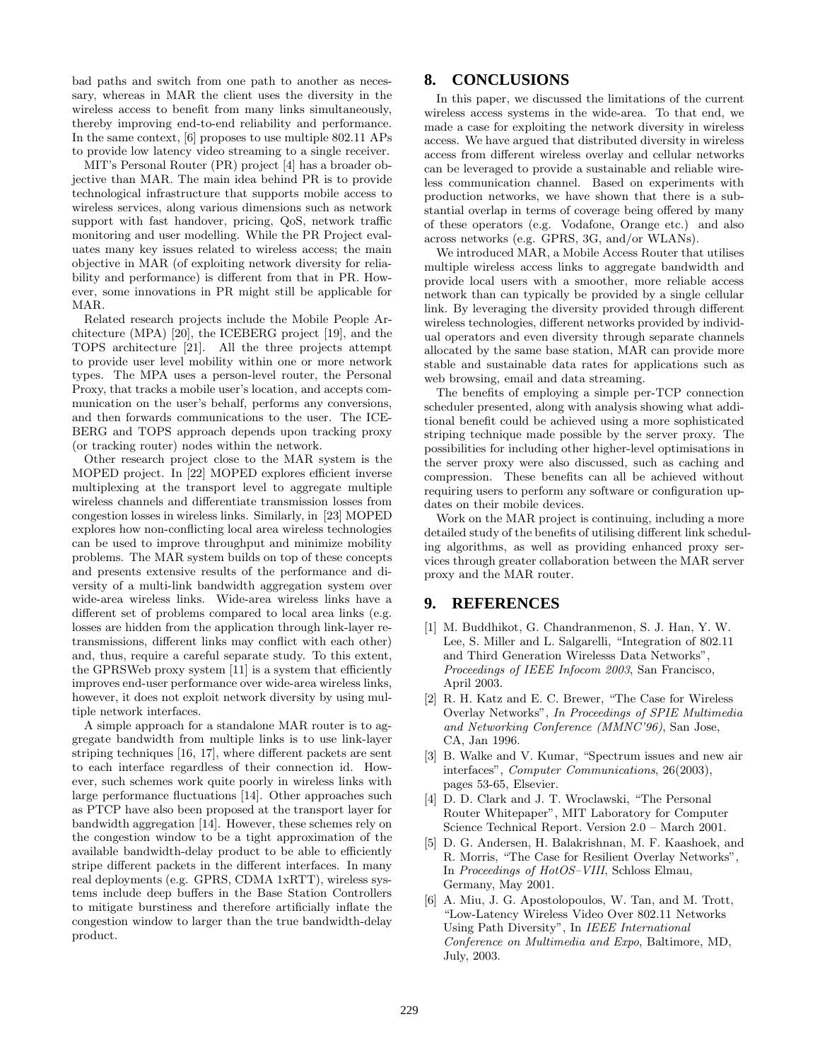bad paths and switch from one path to another as necessary, whereas in MAR the client uses the diversity in the wireless access to benefit from many links simultaneously, thereby improving end-to-end reliability and performance. In the same context, [6] proposes to use multiple 802.11 APs to provide low latency video streaming to a single receiver.

MIT's Personal Router (PR) project [4] has a broader objective than MAR. The main idea behind PR is to provide technological infrastructure that supports mobile access to wireless services, along various dimensions such as network support with fast handover, pricing, QoS, network traffic monitoring and user modelling. While the PR Project evaluates many key issues related to wireless access; the main objective in MAR (of exploiting network diversity for reliability and performance) is different from that in PR. However, some innovations in PR might still be applicable for MAR.

Related research projects include the Mobile People Architecture (MPA) [20], the ICEBERG project [19], and the TOPS architecture [21]. All the three projects attempt to provide user level mobility within one or more network types. The MPA uses a person-level router, the Personal Proxy, that tracks a mobile user's location, and accepts communication on the user's behalf, performs any conversions, and then forwards communications to the user. The ICEBERG and TOPS approach depends upon tracking proxy (or tracking router) nodes within the network.

Other research project close to the MAR system is the MOPED project. In [22] MOPED explores efficient inverse multiplexing at the transport level to aggregate multiple wireless channels and differentiate transmission losses from congestion losses in wireless links. Similarly, in [23] MOPED explores how non-conflicting local area wireless technologies can be used to improve throughput and minimize mobility problems. The MAR system builds on top of these concepts and presents extensive results of the performance and diversity of a multi-link bandwidth aggregation system over wide-area wireless links. Wide-area wireless links have a different set of problems compared to local area links (e.g. losses are hidden from the application through link-layer retransmissions, different links may conflict with each other) and, thus, require a careful separate study. To this extent, the GPRSWeb proxy system [11] is a system that efficiently improves end-user performance over wide-area wireless links, however, it does not exploit network diversity by using multiple network interfaces.

A simple approach for a standalone MAR router is to aggregate bandwidth from multiple links is to use link-layer striping techniques [16, 17], where different packets are sent to each interface regardless of their connection id. However, such schemes work quite poorly in wireless links with large performance fluctuations [14]. Other approaches such as PTCP have also been proposed at the transport layer for bandwidth aggregation [14]. However, these schemes rely on the congestion window to be a tight approximation of the available bandwidth-delay product to be able to efficiently stripe different packets in the different interfaces. In many real deployments (e.g. GPRS, CDMA 1xRTT), wireless systems include deep buffers in the Base Station Controllers to mitigate burstiness and therefore artificially inflate the congestion window to larger than the true bandwidth-delay product.

## 8. CONCLUSIONS

In this paper, we discussed the limitations of the current wireless access systems in the wide-area. To that end, we made a case for exploiting the network diversity in wireless access. We have argued that distributed diversity in wireless access from different wireless overlay and cellular networks can be leveraged to provide a sustainable and reliable wireless communication channel. Based on experiments with production networks, we have shown that there is a substantial overlap in terms of coverage being offered by many of these operators (e.g. Vodafone, Orange etc.) and also across networks (e.g. GPRS, 3G, and/or WLANs).

We introduced MAR, a Mobile Access Router that utilises multiple wireless access links to aggregate bandwidth and provide local users with a smoother, more reliable access network than can typically be provided by a single cellular link. By leveraging the diversity provided through different wireless technologies, different networks provided by individual operators and even diversity through separate channels allocated by the same base station, MAR can provide more stable and sustainable data rates for applications such as web browsing, email and data streaming.

The benefits of employing a simple per-TCP connection scheduler presented, along with analysis showing what additional benefit could be achieved using a more sophisticated striping technique made possible by the server proxy. The possibilities for including other higher-level optimisations in the server proxy were also discussed, such as caching and compression. These benefits can all be achieved without requiring users to perform any software or configuration updates on their mobile devices.

Work on the MAR project is continuing, including a more detailed study of the benefits of utilising different link scheduling algorithms, as well as providing enhanced proxy services through greater collaboration between the MAR server proxy and the MAR router.

## 9. REFERENCES

[1] M. Buddhikot, G. Chandranmenon, S. J. Han, Y. W. Lee, S. Miller and L. Salgarelli, "Integration of 802.11 and Third Generation Wirelesss Data Networks", *Proceedings of IEEE Infocom 2003*, San Francisco, April 2003.

[2] R. H. Katz and E. C. Brewer, "The Case for Wireless Overlay Networks", *In Proceedings of SPIE Multimedia and Networking Conference (MMNC'96)*, San Jose, CA, Jan 1996.

[3] B. Walke and V. Kumar, "Spectrum issues and new air interfaces", *Computer Communications*, 26(2003), pages 53-65, Elsevier.

[4] D. D. Clark and J. T. Wroclawski, "The Personal Router Whitepaper", MIT Laboratory for Computer Science Technical Report. Version 2.0 – March 2001.

[5] D. G. Andersen, H. Balakrishnan, M. F. Kaashoek, and R. Morris, "The Case for Resilient Overlay Networks", In *Proceedings of HotOS–VIII*, Schloss Elmau, Germany, May 2001.

[6] A. Miu, J. G. Apostolopoulos, W. Tan, and M. Trott, "Low-Latency Wireless Video Over 802.11 Networks Using Path Diversity", In *IEEE International Conference on Multimedia and Expo*, Baltimore, MD, July, 2003.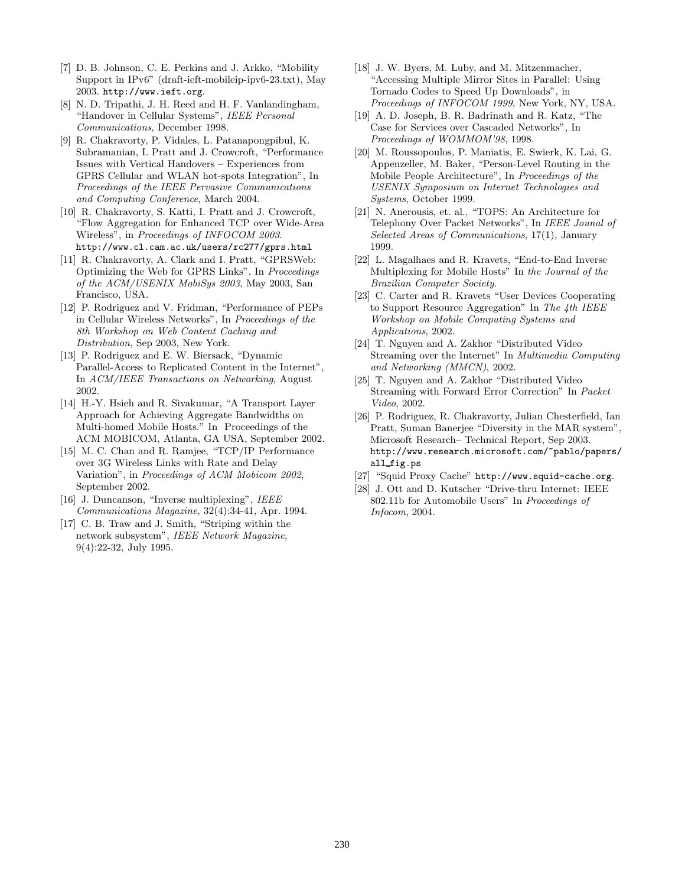[7] D. B. Johnson, C. E. Perkins and J. Arkko, "Mobility Support in IPv6" (draft-ieft-mobileip-ipv6-23.txt), May 2003. http://www.ieft.org.

[8] N. D. Tripathi, J. H. Reed and H. F. Vanlandingham, "Handover in Cellular Systems", *IEEE Personal Communications*, December 1998.

[9] R. Chakravorty, P. Vidales, L. Patanapongpibul, K. Subramanian, I. Pratt and J. Crowcroft, "Performance Issues with Vertical Handovers – Experiences from GPRS Cellular and WLAN hot-spots Integration", In *Proceedings of the IEEE Pervasive Communications and Computing Conference*, March 2004.

[10] R. Chakravorty, S. Katti, I. Pratt and J. Crowcroft, "Flow Aggregation for Enhanced TCP over Wide-Area Wireless", in *Proceedings of INFOCOM 2003*. http://www.cl.cam.ac.uk/users/rc277/gprs.html

[11] R. Chakravorty, A. Clark and I. Pratt, "GPRSWeb: Optimizing the Web for GPRS Links", In *Proceedings of the ACM/USENIX MobiSys 2003*, May 2003, San Francisco, USA.

[12] P. Rodriguez and V. Fridman, "Performance of PEPs in Cellular Wireless Networks", In *Proceedings of the 8th Workshop on Web Content Caching and Distribution*, Sep 2003, New York.

[13] P. Rodriguez and E. W. Biersack, "Dynamic Parallel-Access to Replicated Content in the Internet", In *ACM/IEEE Transactions on Networking*, August 2002.

[14] H.-Y. Hsieh and R. Sivakumar, "A Transport Layer Approach for Achieving Aggregate Bandwidths on Multi-homed Mobile Hosts." In Proceedings of the ACM MOBICOM, Atlanta, GA USA, September 2002.

[15] M. C. Chan and R. Ramjee, "TCP/IP Performance over 3G Wireless Links with Rate and Delay Variation", in *Proceedings of ACM Mobicom 2002*, September 2002.

[16] J. Duncanson, "Inverse multiplexing", *IEEE Communications Magazine*, 32(4):34-41, Apr. 1994.

[17] C. B. Traw and J. Smith, "Striping within the network subsystem", *IEEE Network Magazine*, 9(4):22-32, July 1995.

[18] J. W. Byers, M. Luby, and M. Mitzenmacher, "Accessing Multiple Mirror Sites in Parallel: Using Tornado Codes to Speed Up Downloads", in *Proceedings of INFOCOM 1999*, New York, NY, USA.

[19] A. D. Joseph, B. R. Badrinath and R. Katz, "The Case for Services over Cascaded Networks", In *Proceedings of WOMMOM'98*, 1998.

[20] M. Roussopoulos, P. Maniatis, E. Swierk, K. Lai, G. Appenzeller, M. Baker, "Person-Level Routing in the Mobile People Architecture", In *Proceedings of the USENIX Symposium on Internet Technologies and Systems*, October 1999.

[21] N. Anerousis, et. al., "TOPS: An Architecture for Telephony Over Packet Networks", In *IEEE Jounal of Selected Areas of Communications*, 17(1), January 1999.

[22] L. Magalhaes and R. Kravets, "End-to-End Inverse Multiplexing for Mobile Hosts" In *the Journal of the Brazilian Computer Society*.

[23] C. Carter and R. Kravets "User Devices Cooperating to Support Resource Aggregation" In *The 4th IEEE Workshop on Mobile Computing Systems and Applications*, 2002.

[24] T. Nguyen and A. Zakhor "Distributed Video Streaming over the Internet" In *Multimedia Computing and Networking (MMCN)*, 2002.

[25] T. Nguyen and A. Zakhor "Distributed Video Streaming with Forward Error Correction" In *Packet Video*, 2002.

[26] P. Rodriguez, R. Chakravorty, Julian Chesterfield, Ian Pratt, Suman Banerjee "Diversity in the MAR system", Microsoft Research– Technical Report, Sep 2003. http://www.research.microsoft.com/~pablo/papers/all_fig.ps

[27] "Squid Proxy Cache" http://www.squid-cache.org.

[28] J. Ott and D. Kutscher "Drive-thru Internet: IEEE 802.11b for Automobile Users" In *Proceedings of Infocom*, 2004.